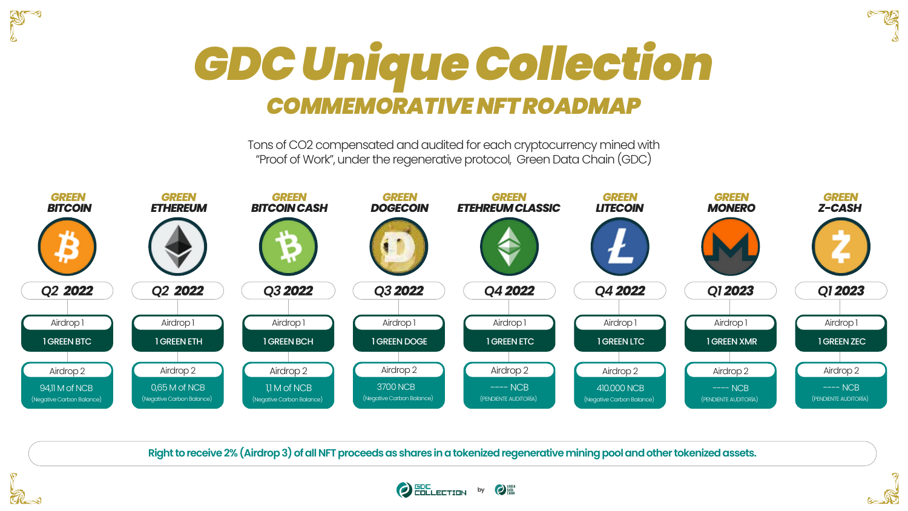# GDC Unique Collection

## COMMEMORATIVE NFT ROADMAP

Tons of $CO_2$ compensated and audited for each cryptocurrency mined with "Proof of Work", under the regenerative protocol, Green Data Chain (GDC)

| GREEN BITCOIN | GREEN ETHEREUM | GREEN BITCOIN CASH | GREEN DOGECOIN | GREEN ETEHREUM CLASSIC | GREEN LITECOIN | GREEN MONERO | GREEN Z-CASH |
|---|---|---|---|---|---|---|---|
| Q2 2022 | Q2 2022 | Q3 2022 | Q3 2022 | Q4 2022 | Q4 2022 | Q1 2023 | Q1 2023 |
| Airdrop 1: 1 GREEN BTC | Airdrop 1: 1 GREEN ETH | Airdrop 1: 1 GREEN BCH | Airdrop 1: 1 GREEN DOGE | Airdrop 1: 1 GREEN ETC | Airdrop 1: 1 GREEN LTC | Airdrop 1: 1 GREEN XMR | Airdrop 1: 1 GREEN ZEC |
| Airdrop 2: 94,11 M of NCB (Negative Carbon Balance) | Airdrop 2: 0,65 M of NCB (Negative Carbon Balance) | Airdrop 2: 1,1 M of NCB (Negative Carbon Balance) | Airdrop 2: 3700 NCB (Negative Carbon Balance) | Airdrop 2: ---- NCB (PENDIENTE AUDITORÍA) | Airdrop 2: 410.000 NCB (Negative Carbon Balance) | Airdrop 2: ---- NCB (PENDIENTE AUDITORÍA) | Airdrop 2: ---- NCB (PENDIENTE AUDITORÍA) |

**Right to receive 2% (Airdrop 3) of all NFT proceeds as shares in a tokenized regenerative mining pool and other tokenized assets.**

GDC COLLECTION by GREEN DATA CHAIN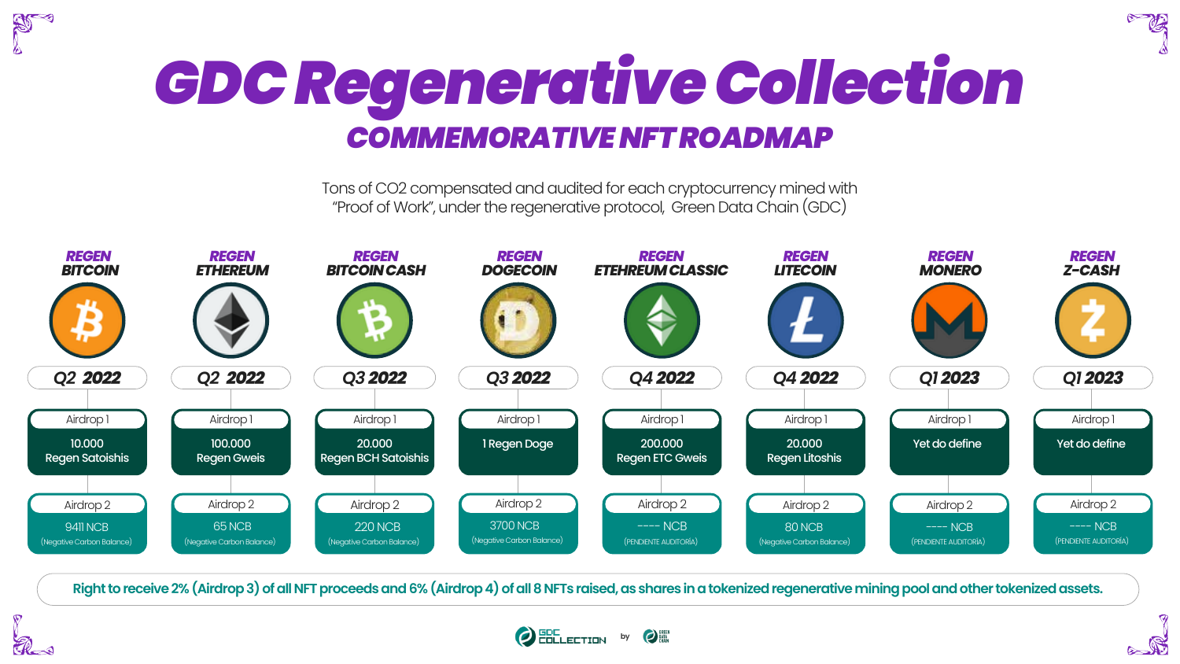# GDC Regenerative Collection

## COMMEMORATIVE NFT ROADMAP

Tons of $CO_2$ compensated and audited for each cryptocurrency mined with "Proof of Work", under the regenerative protocol, Green Data Chain (GDC)

| REGEN BITCOIN | REGEN ETHEREUM | REGEN BITCOIN CASH | REGEN DOGECOIN | REGEN ETEHREUM CLASSIC | REGEN LITECOIN | REGEN MONERO | REGEN Z-CASH |
|---|---|---|---|---|---|---|---|
| Q2 2022 | Q2 2022 | Q3 2022 | Q3 2022 | Q4 2022 | Q4 2022 | Q1 2023 | Q1 2023 |
| Airdrop 1: 10.000 Regen Satoishis | Airdrop 1: 100.000 Regen Gweis | Airdrop 1: 20.000 Regen BCH Satoishis | Airdrop 1: 1 Regen Doge | Airdrop 1: 200.000 Regen ETC Gweis | Airdrop 1: 20.000 Regen Litoshis | Airdrop 1: Yet do define | Airdrop 1: Yet do define |
| Airdrop 2: 9411 NCB (Negative Carbon Balance) | Airdrop 2: 65 NCB (Negative Carbon Balance) | Airdrop 2: 220 NCB (Negative Carbon Balance) | Airdrop 2: 3700 NCB (Negative Carbon Balance) | Airdrop 2: ---- NCB (PENDIENTE AUDITORÍA) | Airdrop 2: 80 NCB (Negative Carbon Balance) | Airdrop 2: ---- NCB (PENDIENTE AUDITORÍA) | Airdrop 2: ---- NCB (PENDIENTE AUDITORÍA) |

**Right to receive 2% (Airdrop 3) of all NFT proceeds and 6% (Airdrop 4) of all 8 NFTs raised, as shares in a tokenized regenerative mining pool and other tokenized assets.**

GDC COLLECTION by GREEN DATA CHAIN